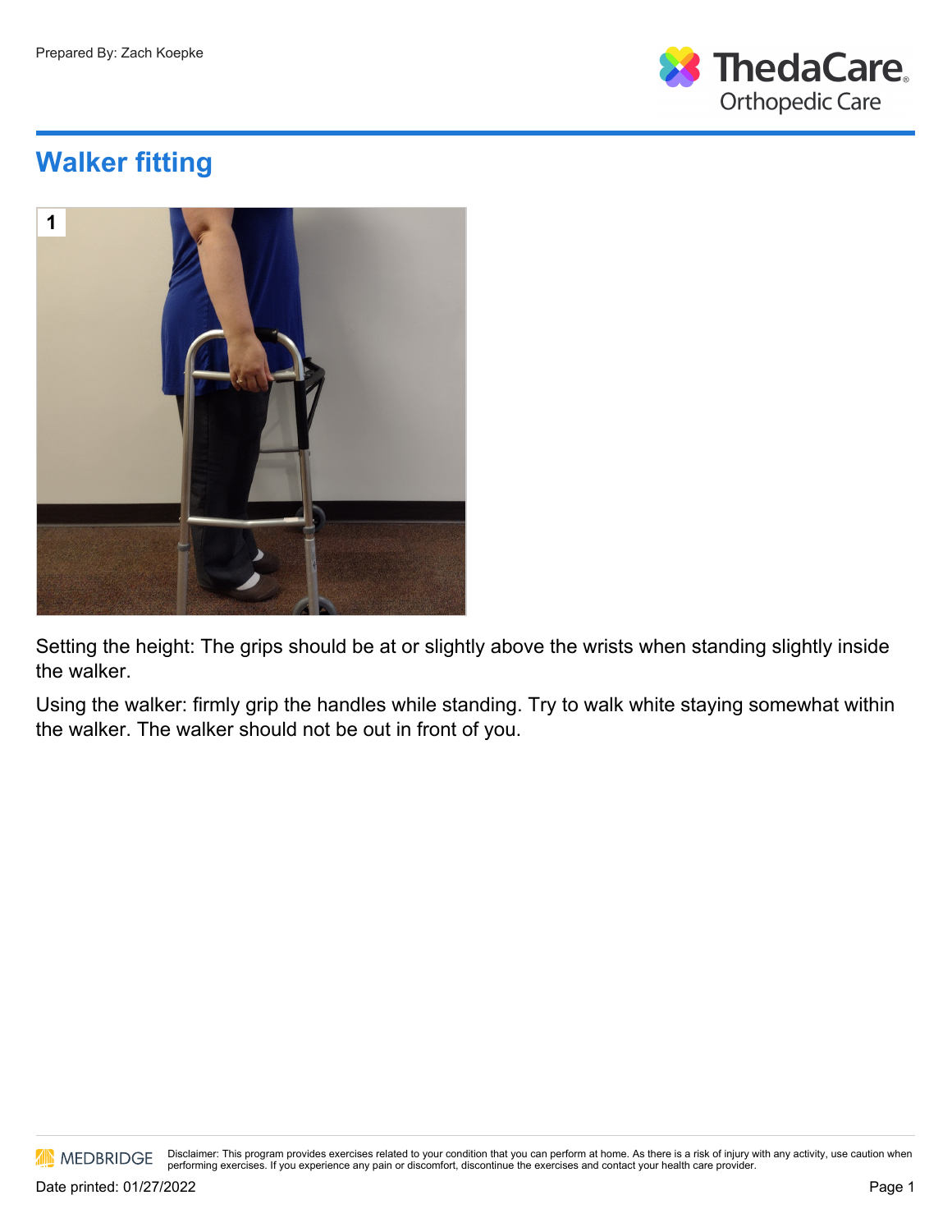Prepared By: Zach Koepke

ThedaCare Orthopedic Care

# Walker fitting

1

Setting the height: The grips should be at or slightly above the wrists when standing slightly inside the walker.

Using the walker: firmly grip the handles while standing. Try to walk white staying somewhat within the walker. The walker should not be out in front of you.

Disclaimer: This program provides exercises related to your condition that you can perform at home. As there is a risk of injury with any activity, use caution when performing exercises. If you experience any pain or discomfort, discontinue the exercises and contact your health care provider.

Date printed: 01/27/2022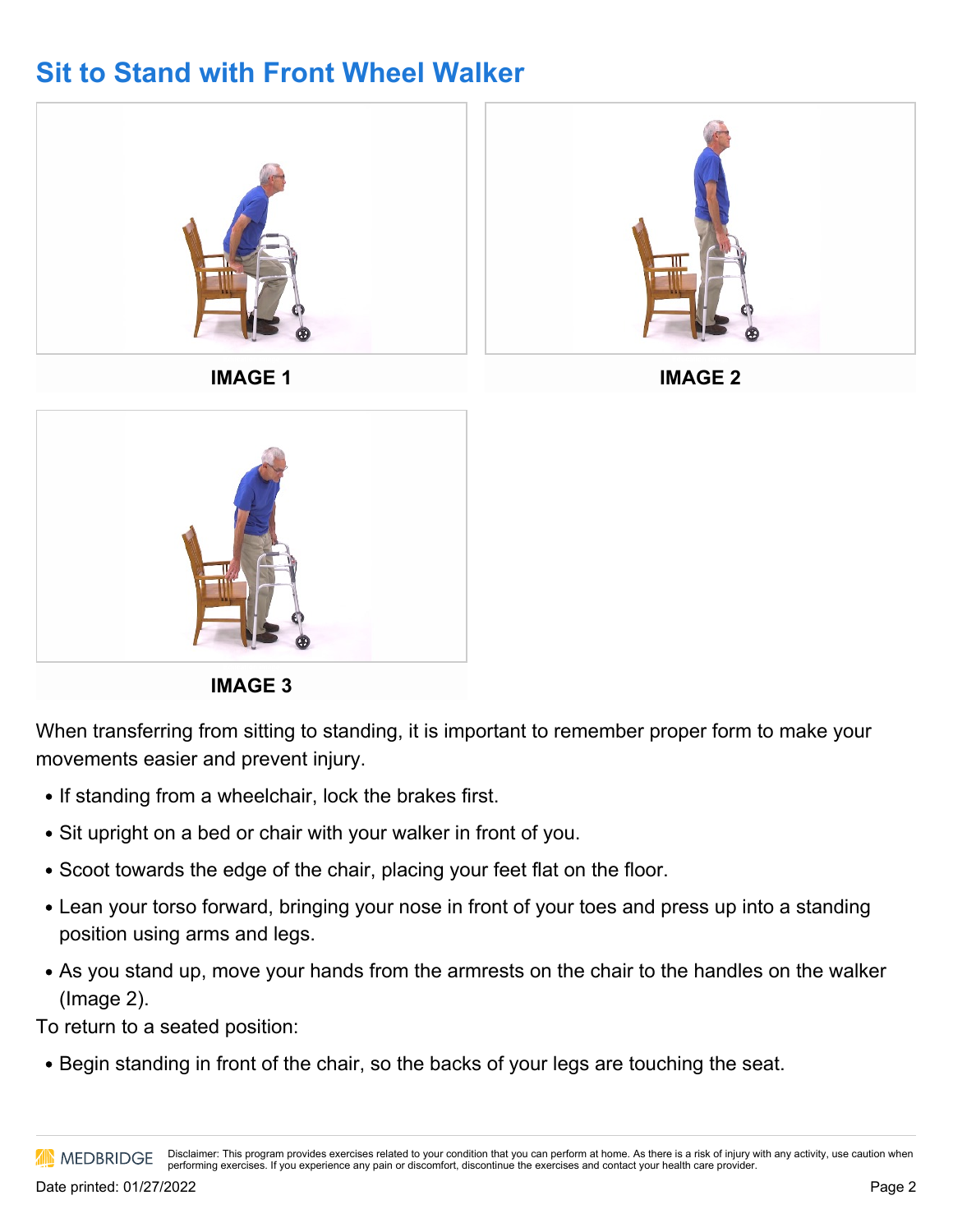# Sit to Stand with Front Wheel Walker

IMAGE 1

IMAGE 2

IMAGE 3

When transferring from sitting to standing, it is important to remember proper form to make your movements easier and prevent injury.

- If standing from a wheelchair, lock the brakes first.
- Sit upright on a bed or chair with your walker in front of you.
- Scoot towards the edge of the chair, placing your feet flat on the floor.
- Lean your torso forward, bringing your nose in front of your toes and press up into a standing position using arms and legs.
- As you stand up, move your hands from the armrests on the chair to the handles on the walker (Image 2).

To return to a seated position:

- Begin standing in front of the chair, so the backs of your legs are touching the seat.

Disclaimer: This program provides exercises related to your condition that you can perform at home. As there is a risk of injury with any activity, use caution when performing exercises. If you experience any pain or discomfort, discontinue the exercises and contact your health care provider.

Date printed: 01/27/2022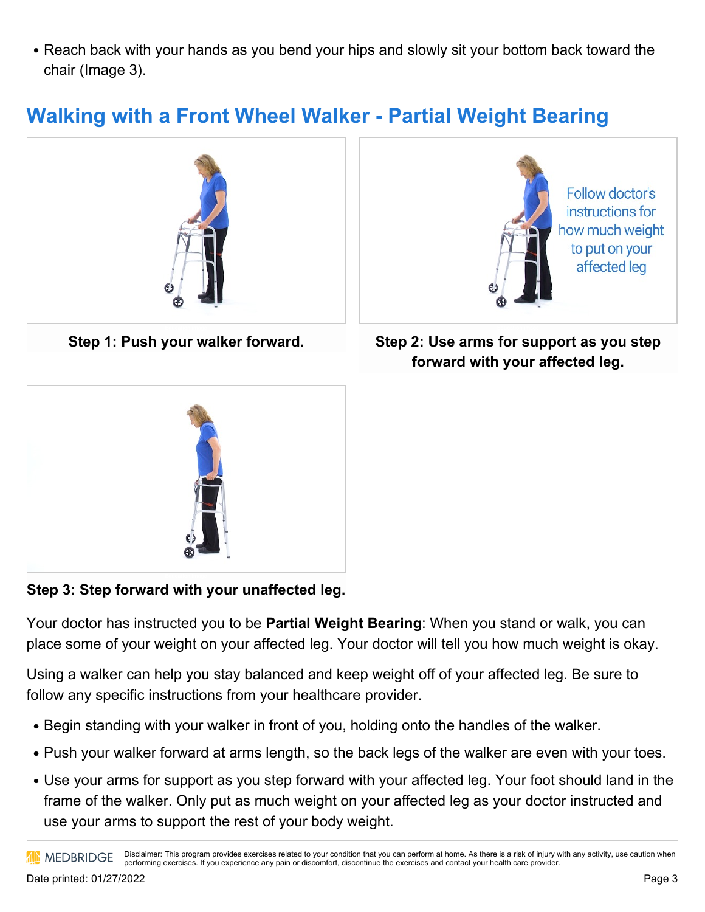- Reach back with your hands as you bend your hips and slowly sit your bottom back toward the chair (Image 3).

## Walking with a Front Wheel Walker - Partial Weight Bearing

**Step 1: Push your walker forward.**

Follow doctor's instructions for how much weight to put on your affected leg

**Step 2: Use arms for support as you step forward with your affected leg.**

**Step 3: Step forward with your unaffected leg.**

Your doctor has instructed you to be **Partial Weight Bearing**: When you stand or walk, you can place some of your weight on your affected leg. Your doctor will tell you how much weight is okay.

Using a walker can help you stay balanced and keep weight off of your affected leg. Be sure to follow any specific instructions from your healthcare provider.

- Begin standing with your walker in front of you, holding onto the handles of the walker.
- Push your walker forward at arms length, so the back legs of the walker are even with your toes.
- Use your arms for support as you step forward with your affected leg. Your foot should land in the frame of the walker. Only put as much weight on your affected leg as your doctor instructed and use your arms to support the rest of your body weight.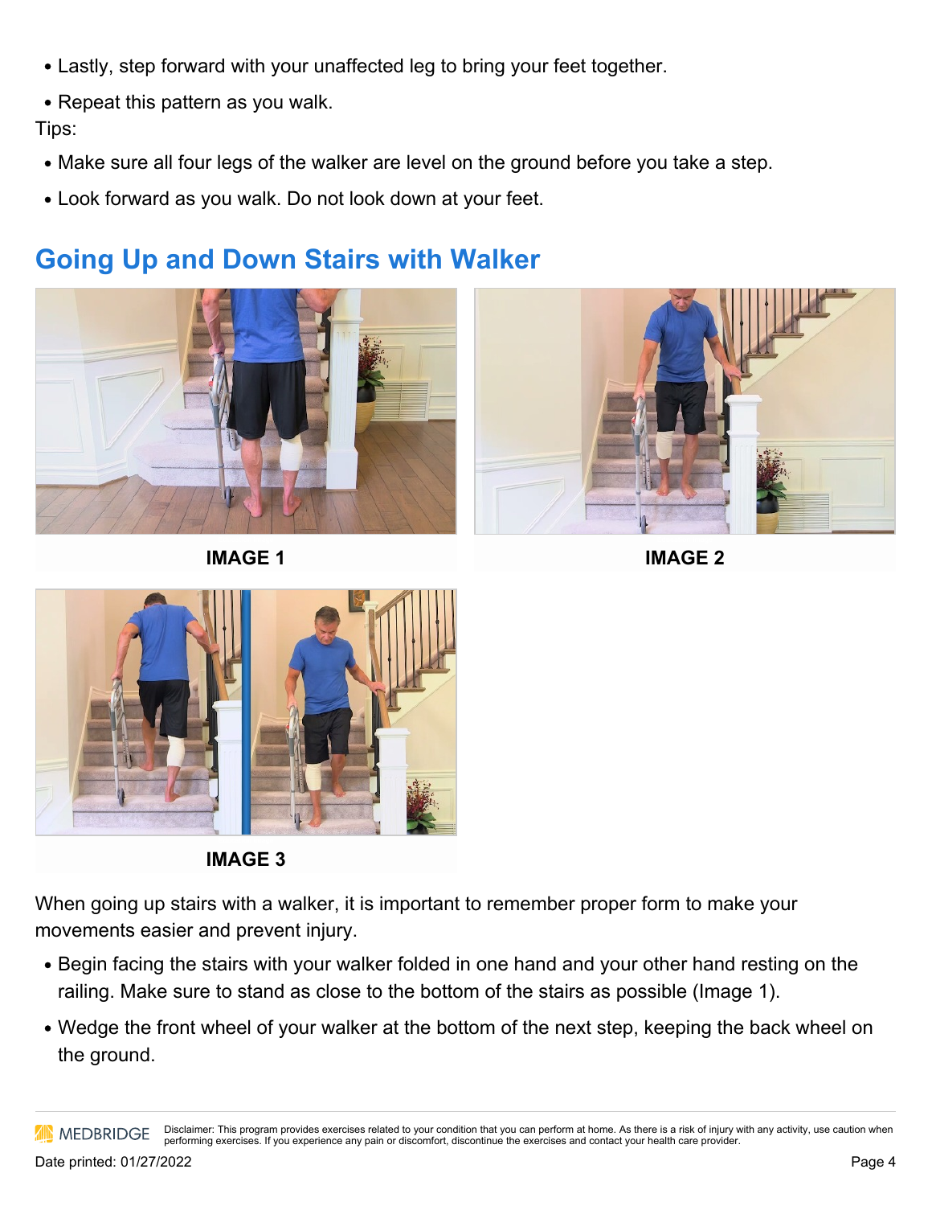- Lastly, step forward with your unaffected leg to bring your feet together.
- Repeat this pattern as you walk.

Tips:

- Make sure all four legs of the walker are level on the ground before you take a step.
- Look forward as you walk. Do not look down at your feet.

## Going Up and Down Stairs with Walker

**IMAGE 1**

**IMAGE 2**

**IMAGE 3**

When going up stairs with a walker, it is important to remember proper form to make your movements easier and prevent injury.

- Begin facing the stairs with your walker folded in one hand and your other hand resting on the railing. Make sure to stand as close to the bottom of the stairs as possible (Image 1).
- Wedge the front wheel of your walker at the bottom of the next step, keeping the back wheel on the ground.

Disclaimer: This program provides exercises related to your condition that you can perform at home. As there is a risk of injury with any activity, use caution when performing exercises. If you experience any pain or discomfort, discontinue the exercises and contact your health care provider.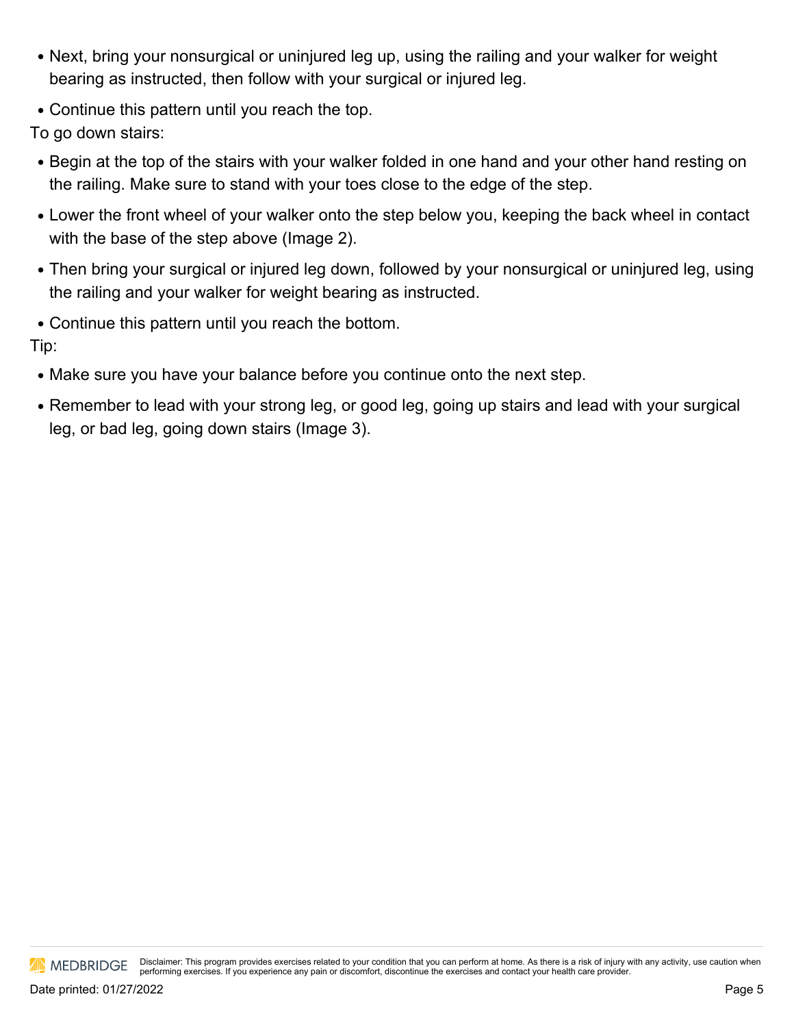- Next, bring your nonsurgical or uninjured leg up, using the railing and your walker for weight bearing as instructed, then follow with your surgical or injured leg.
- Continue this pattern until you reach the top.

To go down stairs:

- Begin at the top of the stairs with your walker folded in one hand and your other hand resting on the railing. Make sure to stand with your toes close to the edge of the step.
- Lower the front wheel of your walker onto the step below you, keeping the back wheel in contact with the base of the step above (Image 2).
- Then bring your surgical or injured leg down, followed by your nonsurgical or uninjured leg, using the railing and your walker for weight bearing as instructed.
- Continue this pattern until you reach the bottom.

Tip:

- Make sure you have your balance before you continue onto the next step.
- Remember to lead with your strong leg, or good leg, going up stairs and lead with your surgical leg, or bad leg, going down stairs (Image 3).